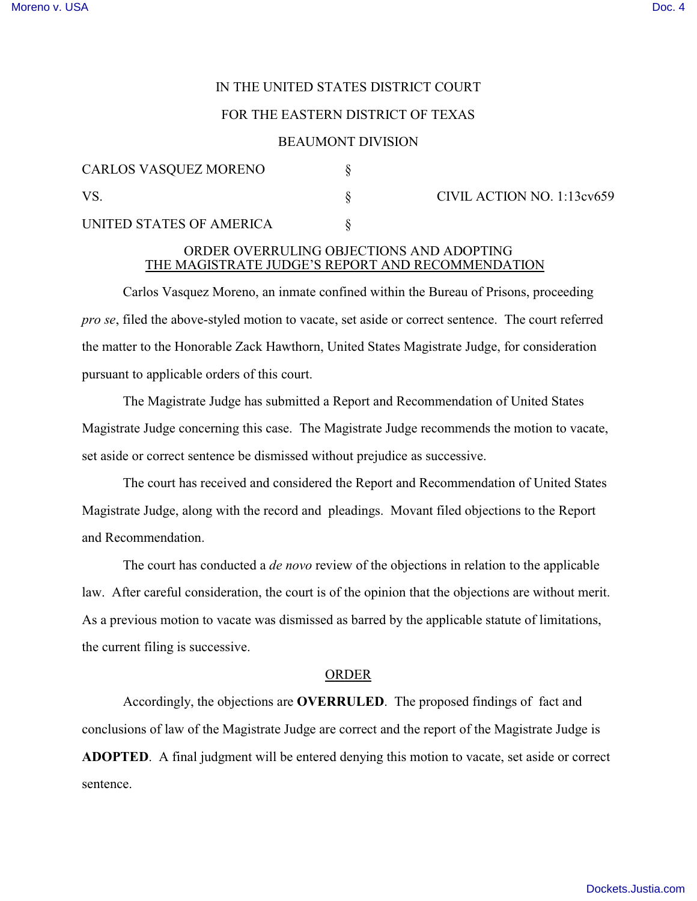IN THE UNITED STATES DISTRICT COURT

FOR THE EASTERN DISTRICT OF TEXAS

BEAUMONT DIVISION

| | | |
|---|---|---|
| CARLOS VASQUEZ MORENO | § | |
| VS. | § | CIVIL ACTION NO. 1:13cv659 |
| UNITED STATES OF AMERICA | § | |

## ORDER OVERRULING OBJECTIONS AND ADOPTING THE MAGISTRATE JUDGE'S REPORT AND RECOMMENDATION

Carlos Vasquez Moreno, an inmate confined within the Bureau of Prisons, proceeding *pro se*, filed the above-styled motion to vacate, set aside or correct sentence. The court referred the matter to the Honorable Zack Hawthorn, United States Magistrate Judge, for consideration pursuant to applicable orders of this court.

The Magistrate Judge has submitted a Report and Recommendation of United States Magistrate Judge concerning this case. The Magistrate Judge recommends the motion to vacate, set aside or correct sentence be dismissed without prejudice as successive.

The court has received and considered the Report and Recommendation of United States Magistrate Judge, along with the record and pleadings. Movant filed objections to the Report and Recommendation.

The court has conducted a *de novo* review of the objections in relation to the applicable law. After careful consideration, the court is of the opinion that the objections are without merit. As a previous motion to vacate was dismissed as barred by the applicable statute of limitations, the current filing is successive.

## ORDER

Accordingly, the objections are **OVERRULED**. The proposed findings of fact and conclusions of law of the Magistrate Judge are correct and the report of the Magistrate Judge is **ADOPTED**. A final judgment will be entered denying this motion to vacate, set aside or correct sentence.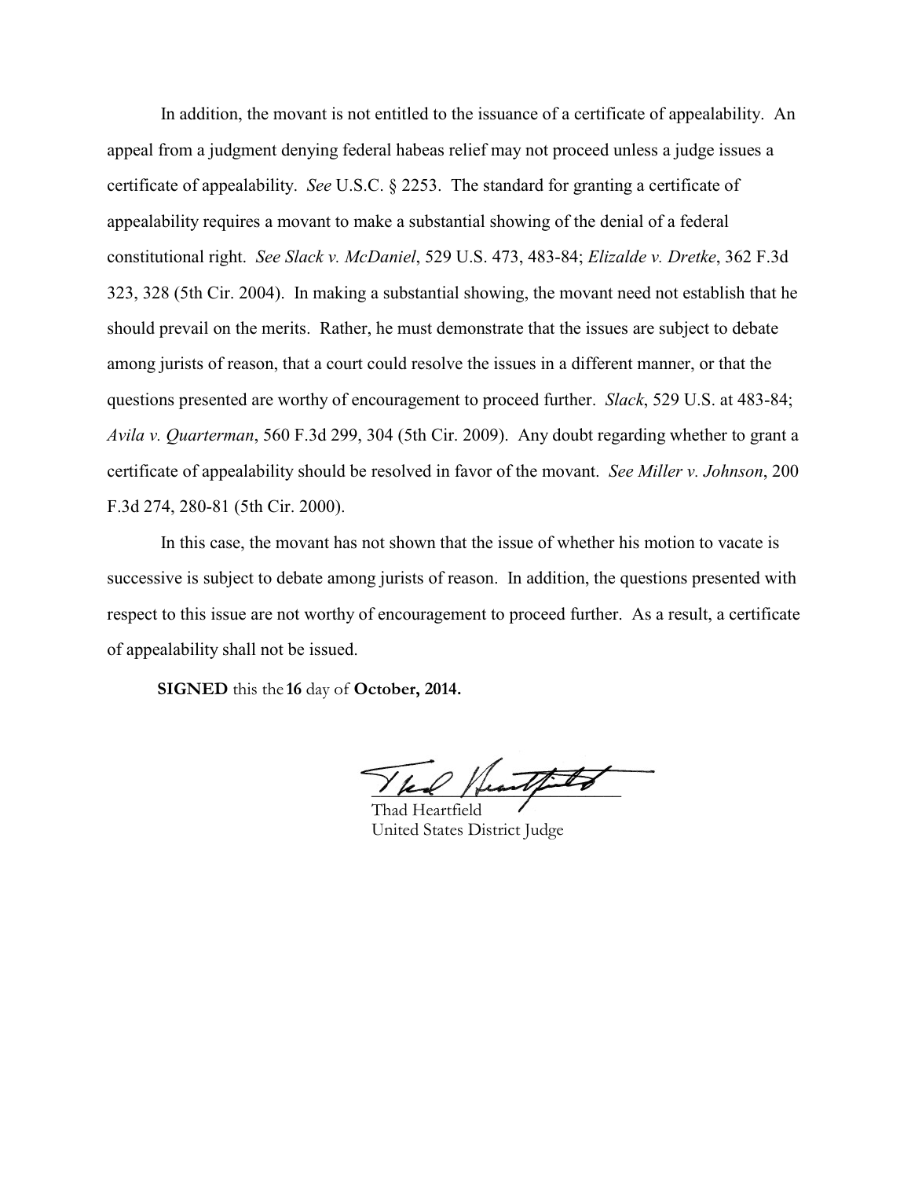In addition, the movant is not entitled to the issuance of a certificate of appealability. An appeal from a judgment denying federal habeas relief may not proceed unless a judge issues a certificate of appealability. *See* U.S.C. § 2253. The standard for granting a certificate of appealability requires a movant to make a substantial showing of the denial of a federal constitutional right. *See Slack v. McDaniel*, 529 U.S. 473, 483-84; *Elizalde v. Dretke*, 362 F.3d 323, 328 (5th Cir. 2004). In making a substantial showing, the movant need not establish that he should prevail on the merits. Rather, he must demonstrate that the issues are subject to debate among jurists of reason, that a court could resolve the issues in a different manner, or that the questions presented are worthy of encouragement to proceed further. *Slack*, 529 U.S. at 483-84; *Avila v. Quarterman*, 560 F.3d 299, 304 (5th Cir. 2009). Any doubt regarding whether to grant a certificate of appealability should be resolved in favor of the movant. *See Miller v. Johnson*, 200 F.3d 274, 280-81 (5th Cir. 2000).

In this case, the movant has not shown that the issue of whether his motion to vacate is successive is subject to debate among jurists of reason. In addition, the questions presented with respect to this issue are not worthy of encouragement to proceed further. As a result, a certificate of appealability shall not be issued.

**SIGNED** this the **16** day of **October, 2014.**

Thad Heartfield
United States District Judge